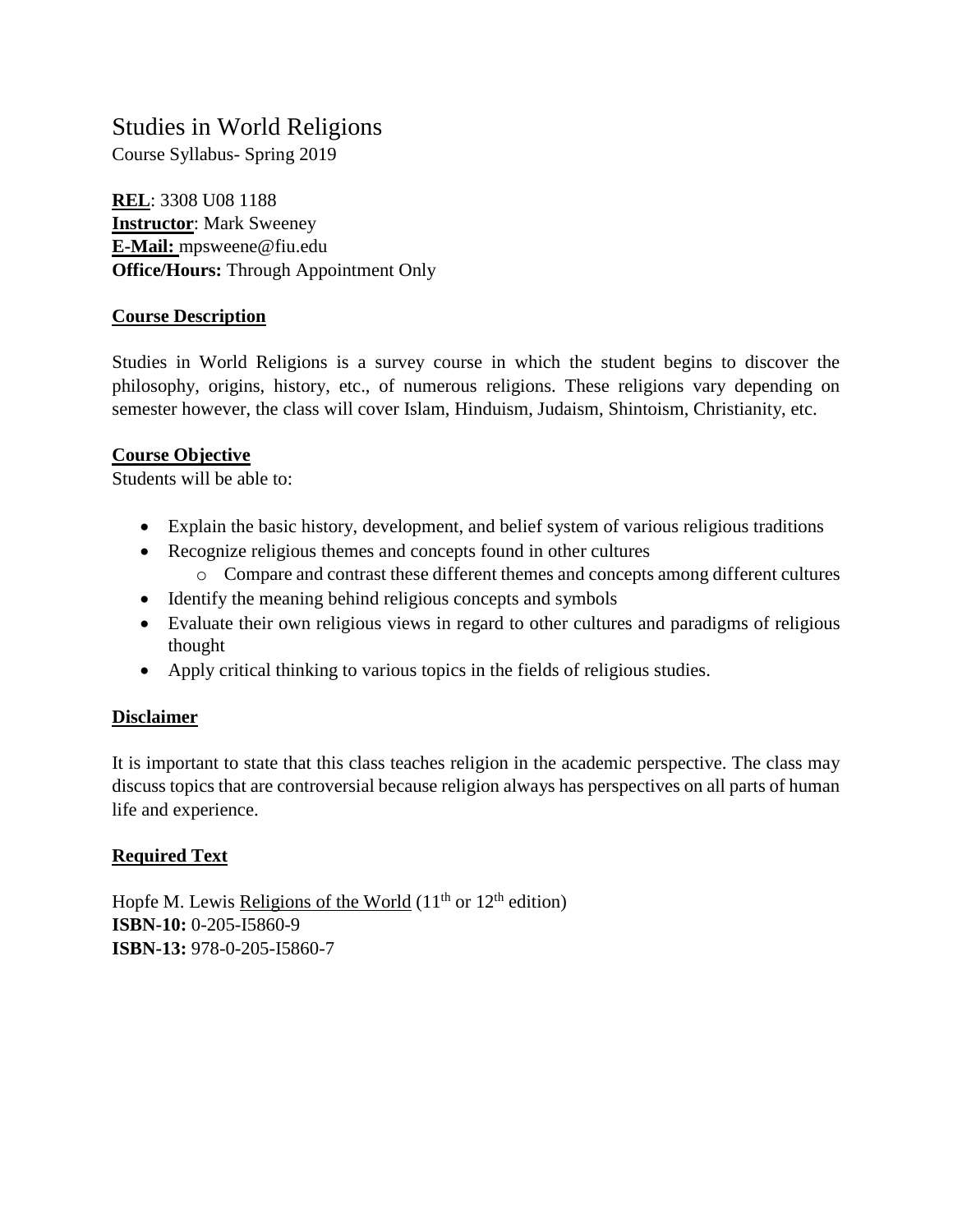# Studies in World Religions

Course Syllabus- Spring 2019

**REL**: 3308 U08 1188
**Instructor**: Mark Sweeney
**E-Mail:** mpsweene@fiu.edu
**Office/Hours:** Through Appointment Only

## Course Description

Studies in World Religions is a survey course in which the student begins to discover the philosophy, origins, history, etc., of numerous religions. These religions vary depending on semester however, the class will cover Islam, Hinduism, Judaism, Shintoism, Christianity, etc.

## Course Objective

Students will be able to:

- Explain the basic history, development, and belief system of various religious traditions
- Recognize religious themes and concepts found in other cultures
    - Compare and contrast these different themes and concepts among different cultures
- Identify the meaning behind religious concepts and symbols
- Evaluate their own religious views in regard to other cultures and paradigms of religious thought
- Apply critical thinking to various topics in the fields of religious studies.

## Disclaimer

It is important to state that this class teaches religion in the academic perspective. The class may discuss topics that are controversial because religion always has perspectives on all parts of human life and experience.

## Required Text

Hopfe M. Lewis Religions of the World (11th or 12th edition)
**ISBN-10:** 0-205-I5860-9
**ISBN-13:** 978-0-205-I5860-7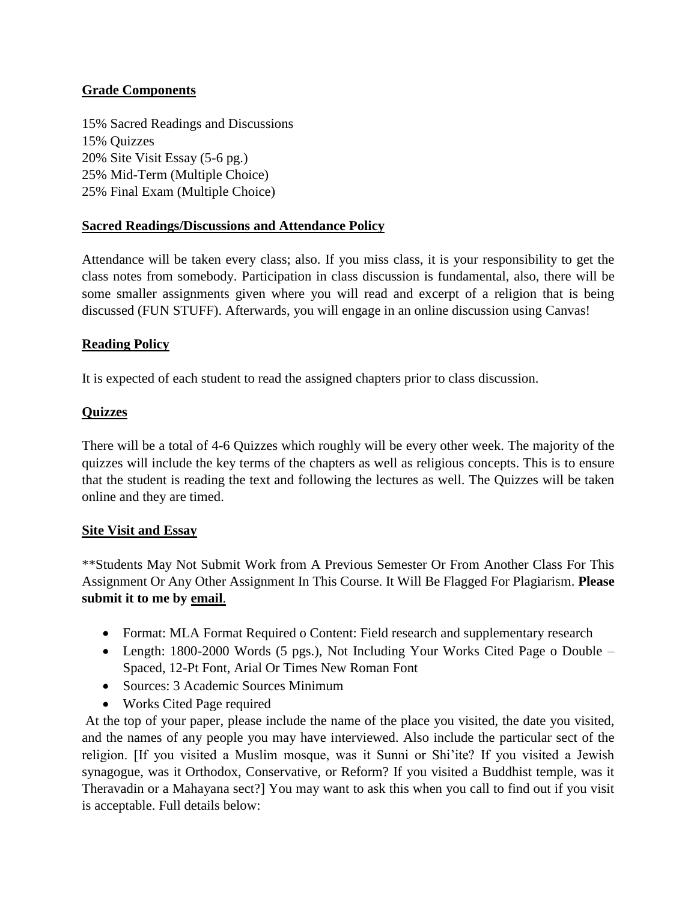**Grade Components**

15% Sacred Readings and Discussions
15% Quizzes
20% Site Visit Essay (5-6 pg.)
25% Mid-Term (Multiple Choice)
25% Final Exam (Multiple Choice)

**Sacred Readings/Discussions and Attendance Policy**

Attendance will be taken every class; also. If you miss class, it is your responsibility to get the class notes from somebody. Participation in class discussion is fundamental, also, there will be some smaller assignments given where you will read and excerpt of a religion that is being discussed (FUN STUFF). Afterwards, you will engage in an online discussion using Canvas!

**Reading Policy**

It is expected of each student to read the assigned chapters prior to class discussion.

**Quizzes**

There will be a total of 4-6 Quizzes which roughly will be every other week. The majority of the quizzes will include the key terms of the chapters as well as religious concepts. This is to ensure that the student is reading the text and following the lectures as well. The Quizzes will be taken online and they are timed.

**Site Visit and Essay**

**Students May Not Submit Work from A Previous Semester Or From Another Class For This Assignment Or Any Other Assignment In This Course. It Will Be Flagged For Plagiarism. **Please submit it to me by email.**

- Format: MLA Format Required o Content: Field research and supplementary research
- Length: 1800-2000 Words (5 pgs.), Not Including Your Works Cited Page o Double – Spaced, 12-Pt Font, Arial Or Times New Roman Font
- Sources: 3 Academic Sources Minimum
- Works Cited Page required

At the top of your paper, please include the name of the place you visited, the date you visited, and the names of any people you may have interviewed. Also include the particular sect of the religion. [If you visited a Muslim mosque, was it Sunni or Shi'ite? If you visited a Jewish synagogue, was it Orthodox, Conservative, or Reform? If you visited a Buddhist temple, was it Theravadin or a Mahayana sect?] You may want to ask this when you call to find out if you visit is acceptable. Full details below: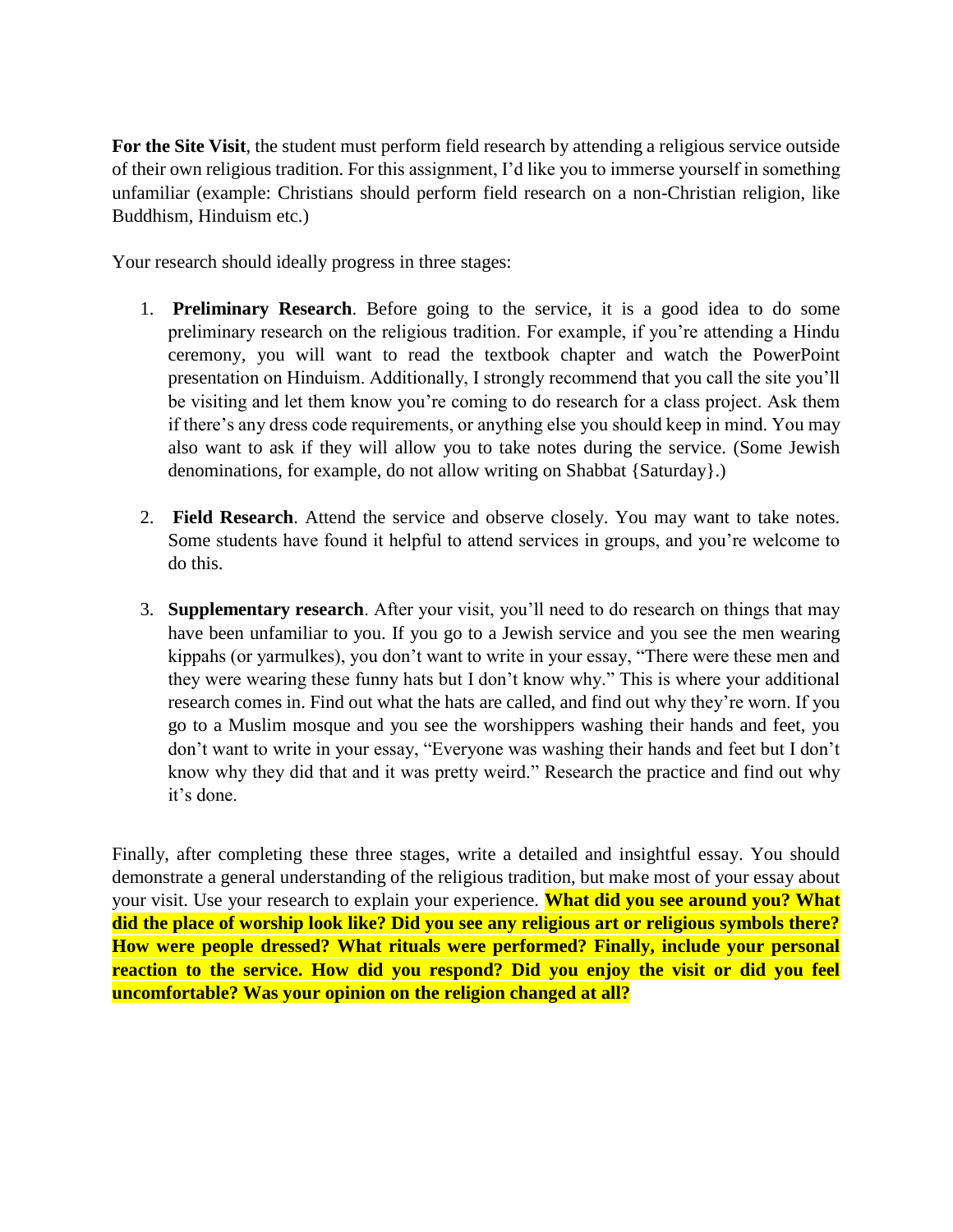**For the Site Visit**, the student must perform field research by attending a religious service outside of their own religious tradition. For this assignment, I'd like you to immerse yourself in something unfamiliar (example: Christians should perform field research on a non-Christian religion, like Buddhism, Hinduism etc.)

Your research should ideally progress in three stages:

1. **Preliminary Research**. Before going to the service, it is a good idea to do some preliminary research on the religious tradition. For example, if you're attending a Hindu ceremony, you will want to read the textbook chapter and watch the PowerPoint presentation on Hinduism. Additionally, I strongly recommend that you call the site you'll be visiting and let them know you're coming to do research for a class project. Ask them if there's any dress code requirements, or anything else you should keep in mind. You may also want to ask if they will allow you to take notes during the service. (Some Jewish denominations, for example, do not allow writing on Shabbat {Saturday}.)

2. **Field Research**. Attend the service and observe closely. You may want to take notes. Some students have found it helpful to attend services in groups, and you're welcome to do this.

3. **Supplementary research**. After your visit, you'll need to do research on things that may have been unfamiliar to you. If you go to a Jewish service and you see the men wearing kippahs (or yarmulkes), you don't want to write in your essay, "There were these men and they were wearing these funny hats but I don't know why." This is where your additional research comes in. Find out what the hats are called, and find out why they're worn. If you go to a Muslim mosque and you see the worshippers washing their hands and feet, you don't want to write in your essay, "Everyone was washing their hands and feet but I don't know why they did that and it was pretty weird." Research the practice and find out why it's done.

Finally, after completing these three stages, write a detailed and insightful essay. You should demonstrate a general understanding of the religious tradition, but make most of your essay about your visit. Use your research to explain your experience. **What did you see around you? What did the place of worship look like? Did you see any religious art or religious symbols there? How were people dressed? What rituals were performed? Finally, include your personal reaction to the service. How did you respond? Did you enjoy the visit or did you feel uncomfortable? Was your opinion on the religion changed at all?**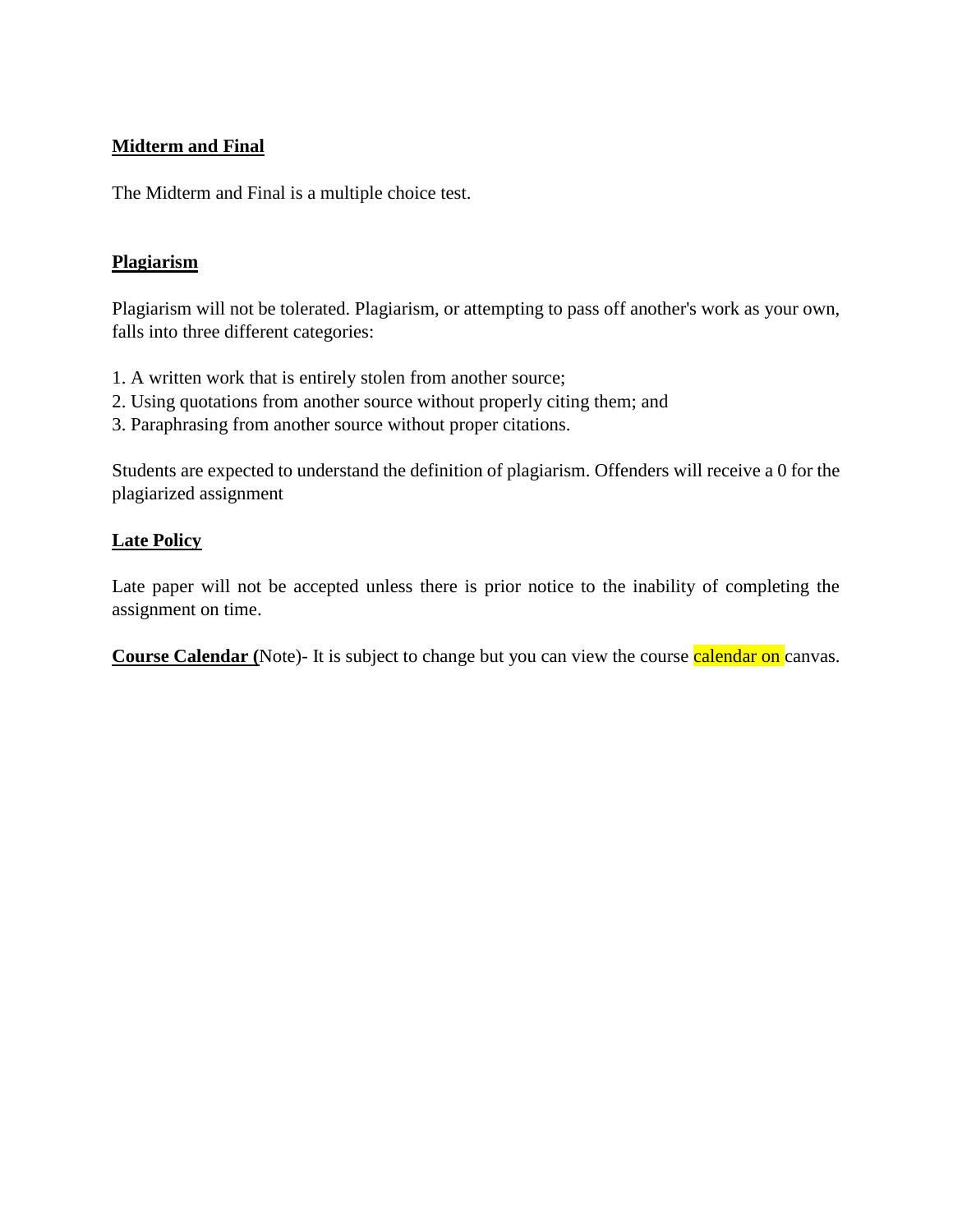**Midterm and Final**

The Midterm and Final is a multiple choice test.

**Plagiarism**

Plagiarism will not be tolerated. Plagiarism, or attempting to pass off another's work as your own, falls into three different categories:

1. A written work that is entirely stolen from another source;
2. Using quotations from another source without properly citing them; and
3. Paraphrasing from another source without proper citations.

Students are expected to understand the definition of plagiarism. Offenders will receive a 0 for the plagiarized assignment

**Late Policy**

Late paper will not be accepted unless there is prior notice to the inability of completing the assignment on time.

**Course Calendar (**Note)- It is subject to change but you can view the course calendar on canvas.